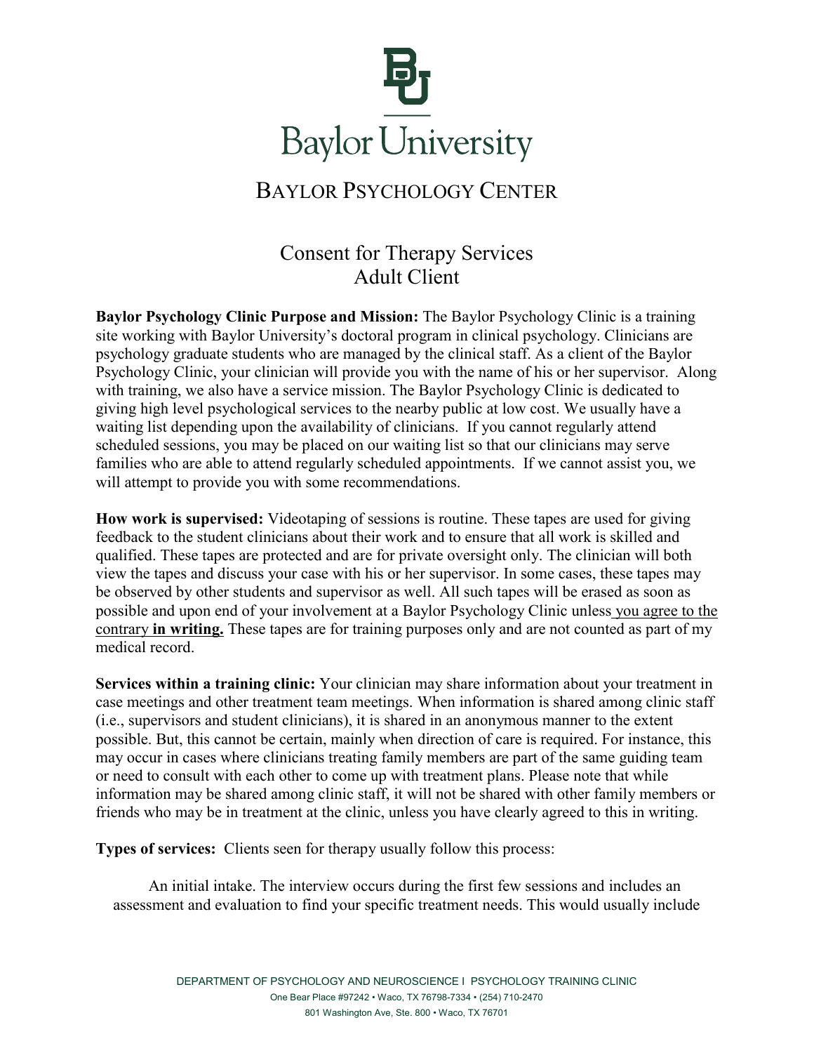Baylor University

# BAYLOR PSYCHOLOGY CENTER

## Consent for Therapy Services
## Adult Client

**Baylor Psychology Clinic Purpose and Mission:** The Baylor Psychology Clinic is a training site working with Baylor University's doctoral program in clinical psychology. Clinicians are psychology graduate students who are managed by the clinical staff. As a client of the Baylor Psychology Clinic, your clinician will provide you with the name of his or her supervisor. Along with training, we also have a service mission. The Baylor Psychology Clinic is dedicated to giving high level psychological services to the nearby public at low cost. We usually have a waiting list depending upon the availability of clinicians. If you cannot regularly attend scheduled sessions, you may be placed on our waiting list so that our clinicians may serve families who are able to attend regularly scheduled appointments. If we cannot assist you, we will attempt to provide you with some recommendations.

**How work is supervised:** Videotaping of sessions is routine. These tapes are used for giving feedback to the student clinicians about their work and to ensure that all work is skilled and qualified. These tapes are protected and are for private oversight only. The clinician will both view the tapes and discuss your case with his or her supervisor. In some cases, these tapes may be observed by other students and supervisor as well. All such tapes will be erased as soon as possible and upon end of your involvement at a Baylor Psychology Clinic unless you agree to the contrary **in writing.** These tapes are for training purposes only and are not counted as part of my medical record.

**Services within a training clinic:** Your clinician may share information about your treatment in case meetings and other treatment team meetings. When information is shared among clinic staff (i.e., supervisors and student clinicians), it is shared in an anonymous manner to the extent possible. But, this cannot be certain, mainly when direction of care is required. For instance, this may occur in cases where clinicians treating family members are part of the same guiding team or need to consult with each other to come up with treatment plans. Please note that while information may be shared among clinic staff, it will not be shared with other family members or friends who may be in treatment at the clinic, unless you have clearly agreed to this in writing.

**Types of services:** Clients seen for therapy usually follow this process:

An initial intake. The interview occurs during the first few sessions and includes an assessment and evaluation to find your specific treatment needs. This would usually include

DEPARTMENT OF PSYCHOLOGY AND NEUROSCIENCE I PSYCHOLOGY TRAINING CLINIC
One Bear Place #97242 • Waco, TX 76798-7334 • (254) 710-2470
801 Washington Ave, Ste. 800 • Waco, TX 76701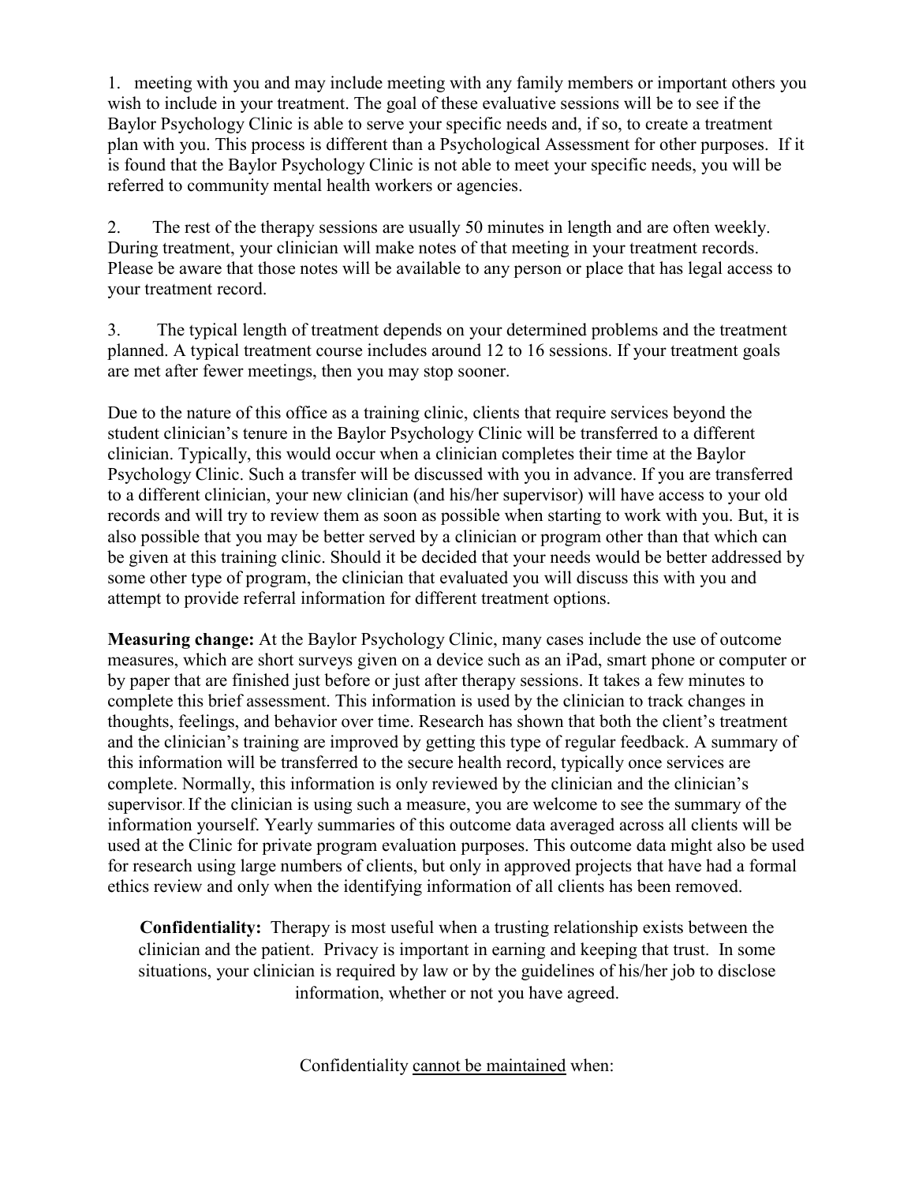1. meeting with you and may include meeting with any family members or important others you wish to include in your treatment. The goal of these evaluative sessions will be to see if the Baylor Psychology Clinic is able to serve your specific needs and, if so, to create a treatment plan with you. This process is different than a Psychological Assessment for other purposes. If it is found that the Baylor Psychology Clinic is not able to meet your specific needs, you will be referred to community mental health workers or agencies.

2. The rest of the therapy sessions are usually 50 minutes in length and are often weekly. During treatment, your clinician will make notes of that meeting in your treatment records. Please be aware that those notes will be available to any person or place that has legal access to your treatment record.

3. The typical length of treatment depends on your determined problems and the treatment planned. A typical treatment course includes around 12 to 16 sessions. If your treatment goals are met after fewer meetings, then you may stop sooner.

Due to the nature of this office as a training clinic, clients that require services beyond the student clinician's tenure in the Baylor Psychology Clinic will be transferred to a different clinician. Typically, this would occur when a clinician completes their time at the Baylor Psychology Clinic. Such a transfer will be discussed with you in advance. If you are transferred to a different clinician, your new clinician (and his/her supervisor) will have access to your old records and will try to review them as soon as possible when starting to work with you. But, it is also possible that you may be better served by a clinician or program other than that which can be given at this training clinic. Should it be decided that your needs would be better addressed by some other type of program, the clinician that evaluated you will discuss this with you and attempt to provide referral information for different treatment options.

**Measuring change:** At the Baylor Psychology Clinic, many cases include the use of outcome measures, which are short surveys given on a device such as an iPad, smart phone or computer or by paper that are finished just before or just after therapy sessions. It takes a few minutes to complete this brief assessment. This information is used by the clinician to track changes in thoughts, feelings, and behavior over time. Research has shown that both the client's treatment and the clinician's training are improved by getting this type of regular feedback. A summary of this information will be transferred to the secure health record, typically once services are complete. Normally, this information is only reviewed by the clinician and the clinician's supervisor. If the clinician is using such a measure, you are welcome to see the summary of the information yourself. Yearly summaries of this outcome data averaged across all clients will be used at the Clinic for private program evaluation purposes. This outcome data might also be used for research using large numbers of clients, but only in approved projects that have had a formal ethics review and only when the identifying information of all clients has been removed.

**Confidentiality:** Therapy is most useful when a trusting relationship exists between the clinician and the patient. Privacy is important in earning and keeping that trust. In some situations, your clinician is required by law or by the guidelines of his/her job to disclose information, whether or not you have agreed.

Confidentiality <u>cannot be maintained</u> when: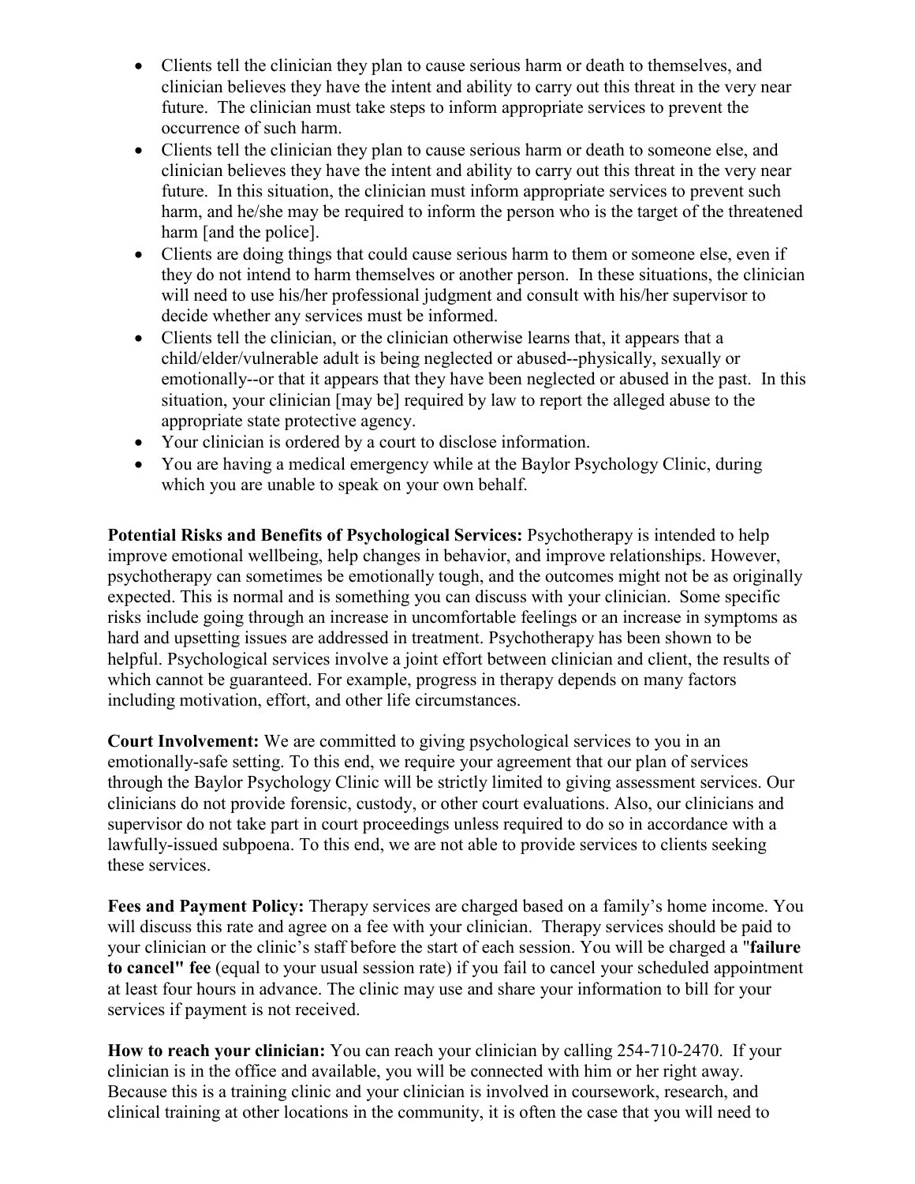- Clients tell the clinician they plan to cause serious harm or death to themselves, and clinician believes they have the intent and ability to carry out this threat in the very near future. The clinician must take steps to inform appropriate services to prevent the occurrence of such harm.
- Clients tell the clinician they plan to cause serious harm or death to someone else, and clinician believes they have the intent and ability to carry out this threat in the very near future. In this situation, the clinician must inform appropriate services to prevent such harm, and he/she may be required to inform the person who is the target of the threatened harm [and the police].
- Clients are doing things that could cause serious harm to them or someone else, even if they do not intend to harm themselves or another person. In these situations, the clinician will need to use his/her professional judgment and consult with his/her supervisor to decide whether any services must be informed.
- Clients tell the clinician, or the clinician otherwise learns that, it appears that a child/elder/vulnerable adult is being neglected or abused--physically, sexually or emotionally--or that it appears that they have been neglected or abused in the past. In this situation, your clinician [may be] required by law to report the alleged abuse to the appropriate state protective agency.
- Your clinician is ordered by a court to disclose information.
- You are having a medical emergency while at the Baylor Psychology Clinic, during which you are unable to speak on your own behalf.

**Potential Risks and Benefits of Psychological Services:** Psychotherapy is intended to help improve emotional wellbeing, help changes in behavior, and improve relationships. However, psychotherapy can sometimes be emotionally tough, and the outcomes might not be as originally expected. This is normal and is something you can discuss with your clinician. Some specific risks include going through an increase in uncomfortable feelings or an increase in symptoms as hard and upsetting issues are addressed in treatment. Psychotherapy has been shown to be helpful. Psychological services involve a joint effort between clinician and client, the results of which cannot be guaranteed. For example, progress in therapy depends on many factors including motivation, effort, and other life circumstances.

**Court Involvement:** We are committed to giving psychological services to you in an emotionally-safe setting. To this end, we require your agreement that our plan of services through the Baylor Psychology Clinic will be strictly limited to giving assessment services. Our clinicians do not provide forensic, custody, or other court evaluations. Also, our clinicians and supervisor do not take part in court proceedings unless required to do so in accordance with a lawfully-issued subpoena. To this end, we are not able to provide services to clients seeking these services.

**Fees and Payment Policy:** Therapy services are charged based on a family's home income. You will discuss this rate and agree on a fee with your clinician. Therapy services should be paid to your clinician or the clinic's staff before the start of each session. You will be charged a "**failure to cancel" fee** (equal to your usual session rate) if you fail to cancel your scheduled appointment at least four hours in advance. The clinic may use and share your information to bill for your services if payment is not received.

**How to reach your clinician:** You can reach your clinician by calling 254-710-2470. If your clinician is in the office and available, you will be connected with him or her right away. Because this is a training clinic and your clinician is involved in coursework, research, and clinical training at other locations in the community, it is often the case that you will need to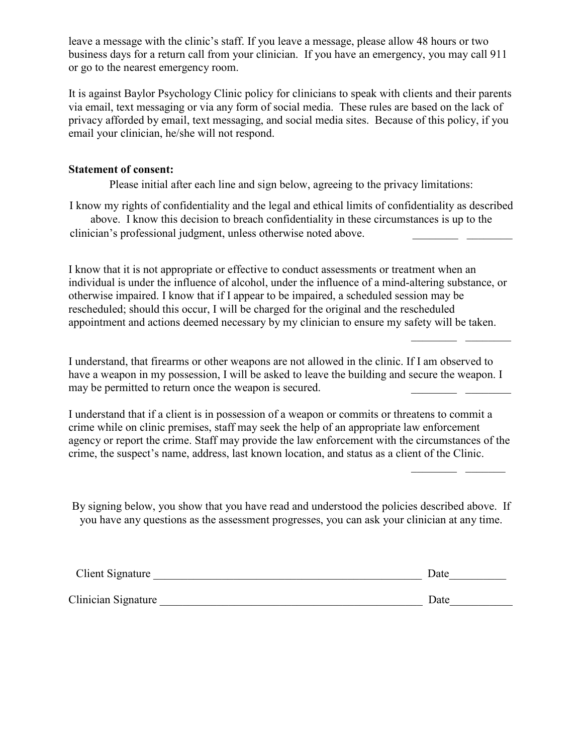leave a message with the clinic's staff. If you leave a message, please allow 48 hours or two business days for a return call from your clinician. If you have an emergency, you may call 911 or go to the nearest emergency room.

It is against Baylor Psychology Clinic policy for clinicians to speak with clients and their parents via email, text messaging or via any form of social media. These rules are based on the lack of privacy afforded by email, text messaging, and social media sites. Because of this policy, if you email your clinician, he/she will not respond.

**Statement of consent:**

Please initial after each line and sign below, agreeing to the privacy limitations:

I know my rights of confidentiality and the legal and ethical limits of confidentiality as described above. I know this decision to breach confidentiality in these circumstances is up to the clinician's professional judgment, unless otherwise noted above. ________ ________

I know that it is not appropriate or effective to conduct assessments or treatment when an individual is under the influence of alcohol, under the influence of a mind-altering substance, or otherwise impaired. I know that if I appear to be impaired, a scheduled session may be rescheduled; should this occur, I will be charged for the original and the rescheduled appointment and actions deemed necessary by my clinician to ensure my safety will be taken.

________ ________

I understand, that firearms or other weapons are not allowed in the clinic. If I am observed to have a weapon in my possession, I will be asked to leave the building and secure the weapon. I may be permitted to return once the weapon is secured. ________ ________

I understand that if a client is in possession of a weapon or commits or threatens to commit a crime while on clinic premises, staff may seek the help of an appropriate law enforcement agency or report the crime. Staff may provide the law enforcement with the circumstances of the crime, the suspect's name, address, last known location, and status as a client of the Clinic.

________ _______

By signing below, you show that you have read and understood the policies described above. If you have any questions as the assessment progresses, you can ask your clinician at any time.

Client Signature _________________________________________________ Date__________

Clinician Signature ________________________________________________ Date___________